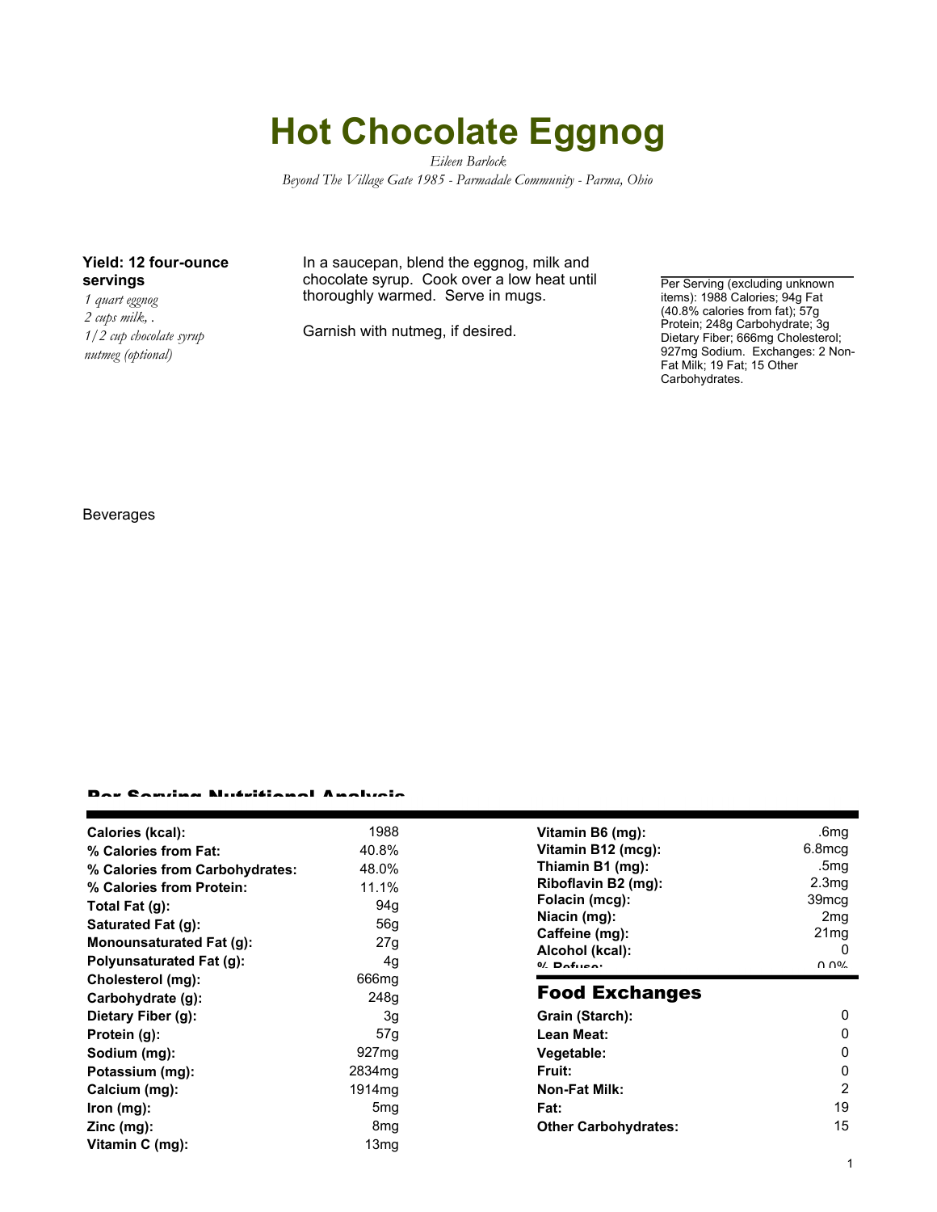# Hot Chocolate Eggnog

*Eileen Barlock*

*Beyond The Village Gate 1985 - Parmadale Community - Parma, Ohio*

**Yield: 12 four-ounce servings**

*1 quart eggnog*
*2 cups milk, .*
*1/2 cup chocolate syrup*
*nutmeg (optional)*

In a saucepan, blend the eggnog, milk and chocolate syrup. Cook over a low heat until thoroughly warmed. Serve in mugs.

Garnish with nutmeg, if desired.

Per Serving (excluding unknown items): 1988 Calories; 94g Fat (40.8% calories from fat); 57g Protein; 248g Carbohydrate; 3g Dietary Fiber; 666mg Cholesterol; 927mg Sodium. Exchanges: 2 Non-Fat Milk; 19 Fat; 15 Other Carbohydrates.

Beverages

## Per Serving Nutritional Analysis

| | |
|---|---|
| **Calories (kcal):** | 1988 |
| **% Calories from Fat:** | 40.8% |
| **% Calories from Carbohydrates:** | 48.0% |
| **% Calories from Protein:** | 11.1% |
| **Total Fat (g):** | 94g |
| **Saturated Fat (g):** | 56g |
| **Monounsaturated Fat (g):** | 27g |
| **Polyunsaturated Fat (g):** | 4g |
| **Cholesterol (mg):** | 666mg |
| **Carbohydrate (g):** | 248g |
| **Dietary Fiber (g):** | 3g |
| **Protein (g):** | 57g |
| **Sodium (mg):** | 927mg |
| **Potassium (mg):** | 2834mg |
| **Calcium (mg):** | 1914mg |
| **Iron (mg):** | 5mg |
| **Zinc (mg):** | 8mg |
| **Vitamin C (mg):** | 13mg |
| **Vitamin B6 (mg):** | .6mg |
| **Vitamin B12 (mcg):** | 6.8mcg |
| **Thiamin B1 (mg):** | .5mg |
| **Riboflavin B2 (mg):** | 2.3mg |
| **Folacin (mcg):** | 39mcg |
| **Niacin (mg):** | 2mg |
| **Caffeine (mg):** | 21mg |
| **Alcohol (kcal):** | 0 |
| **% Refuse:** | 0.0% |

## Food Exchanges

| | |
|---|---|
| **Grain (Starch):** | 0 |
| **Lean Meat:** | 0 |
| **Vegetable:** | 0 |
| **Fruit:** | 0 |
| **Non-Fat Milk:** | 2 |
| **Fat:** | 19 |
| **Other Carbohydrates:** | 15 |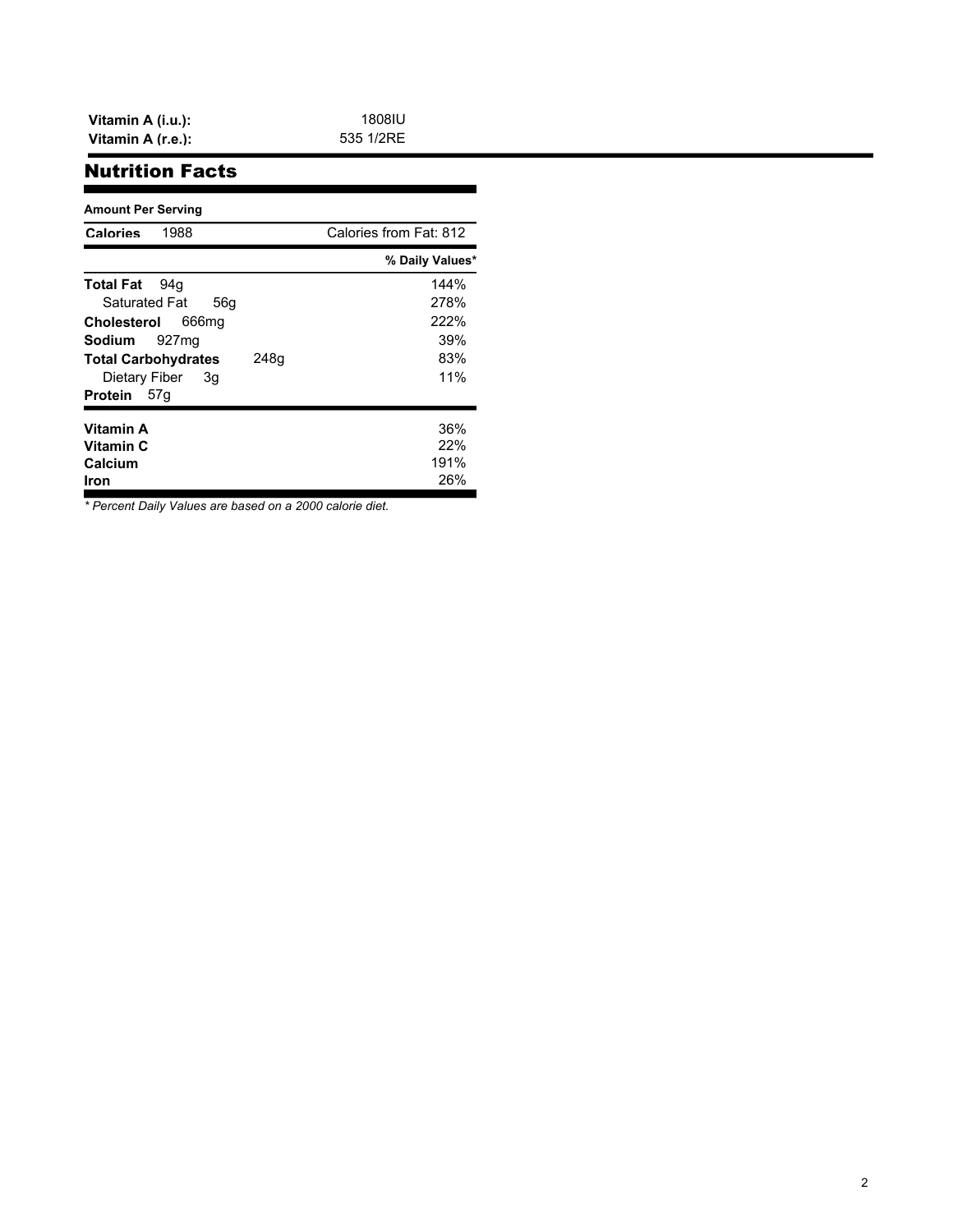| | |
|---|---|
| **Vitamin A (i.u.):** | 1808IU |
| **Vitamin A (r.e.):** | 535 1/2RE |

## Nutrition Facts

**Amount Per Serving**

| | |
|---|---|
| **Calories** 1988 | Calories from Fat: 812 |
| | **% Daily Values*** |
| **Total Fat** 94g | 144% |
| Saturated Fat 56g | 278% |
| **Cholesterol** 666mg | 222% |
| **Sodium** 927mg | 39% |
| **Total Carbohydrates** 248g | 83% |
| Dietary Fiber 3g | 11% |
| **Protein** 57g | |
| **Vitamin A** | 36% |
| **Vitamin C** | 22% |
| **Calcium** | 191% |
| **Iron** | 26% |

*\* Percent Daily Values are based on a 2000 calorie diet.*